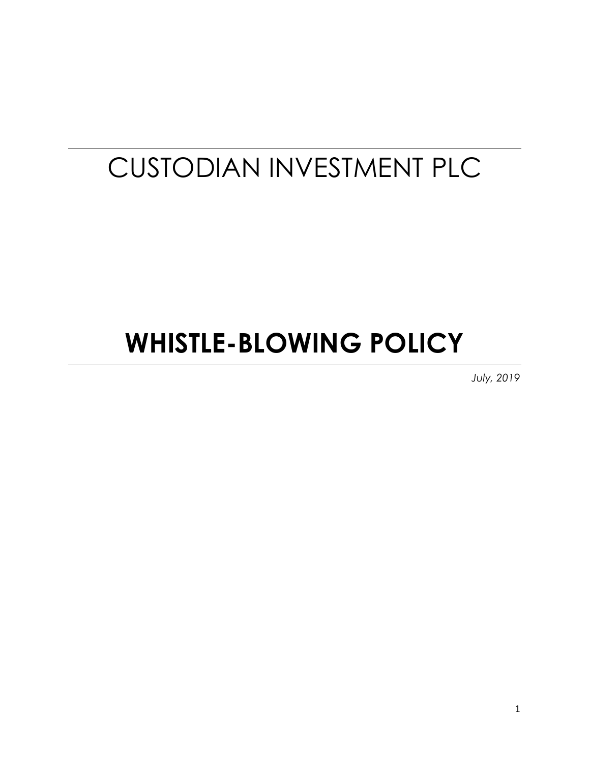# CUSTODIAN INVESTMENT PLC

# **WHISTLE-BLOWING POLICY**

*July, 2019*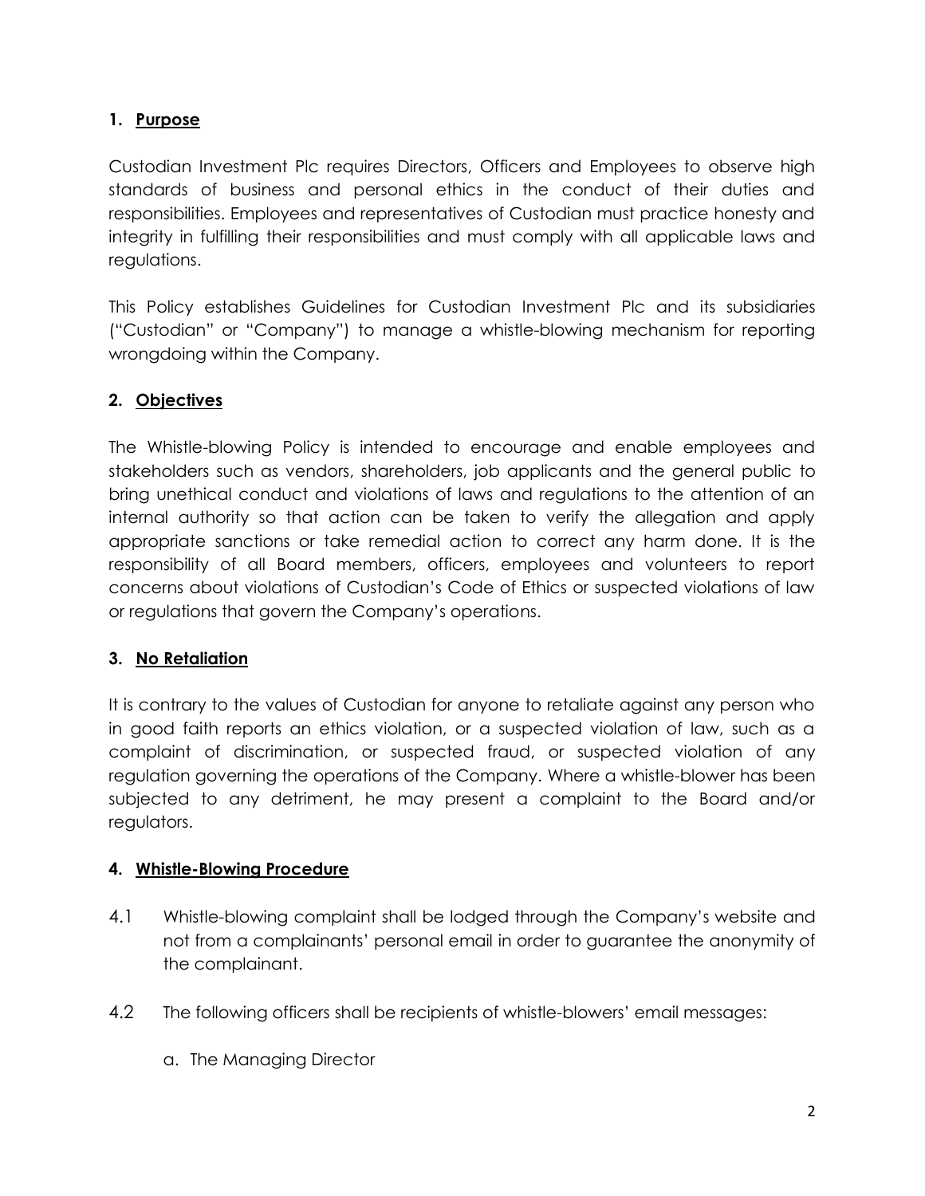## 1. Purpose

Custodian Investment Plc requires Directors, Officers and Employees to observe high standards of business and personal ethics in the conduct of their duties and responsibilities. Employees and representatives of Custodian must practice honesty and integrity in fulfilling their responsibilities and must comply with all applicable laws and regulations.

This Policy establishes Guidelines for Custodian Investment Plc and its subsidiaries ("Custodian" or "Company") to manage a whistle-blowing mechanism for reporting wrongdoing within the Company.

## 2. Objectives

The Whistle-blowing Policy is intended to encourage and enable employees and stakeholders such as vendors, shareholders, job applicants and the general public to bring unethical conduct and violations of laws and regulations to the attention of an internal authority so that action can be taken to verify the allegation and apply appropriate sanctions or take remedial action to correct any harm done. It is the responsibility of all Board members, officers, employees and volunteers to report concerns about violations of Custodian's Code of Ethics or suspected violations of law or regulations that govern the Company's operations.

## 3. No Retaliation

It is contrary to the values of Custodian for anyone to retaliate against any person who in good faith reports an ethics violation, or a suspected violation of law, such as a complaint of discrimination, or suspected fraud, or suspected violation of any regulation governing the operations of the Company. Where a whistle-blower has been subjected to any detriment, he may present a complaint to the Board and/or regulators.

## 4. Whistle-Blowing Procedure

4.1 Whistle-blowing complaint shall be lodged through the Company's website and not from a complainants' personal email in order to guarantee the anonymity of the complainant.

4.2 The following officers shall be recipients of whistle-blowers' email messages:

a. The Managing Director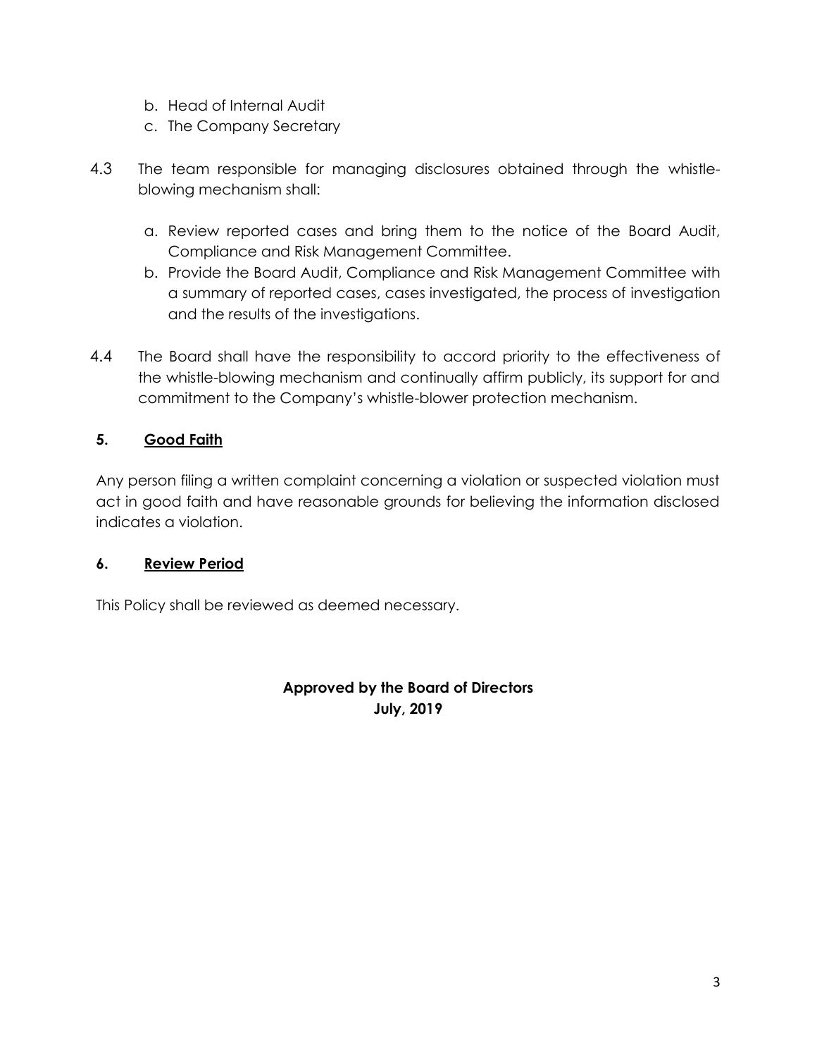b. Head of Internal Audit
c. The Company Secretary

4.3 The team responsible for managing disclosures obtained through the whistle-blowing mechanism shall:

a. Review reported cases and bring them to the notice of the Board Audit, Compliance and Risk Management Committee.
b. Provide the Board Audit, Compliance and Risk Management Committee with a summary of reported cases, cases investigated, the process of investigation and the results of the investigations.

4.4 The Board shall have the responsibility to accord priority to the effectiveness of the whistle-blowing mechanism and continually affirm publicly, its support for and commitment to the Company's whistle-blower protection mechanism.

## 5. Good Faith

Any person filing a written complaint concerning a violation or suspected violation must act in good faith and have reasonable grounds for believing the information disclosed indicates a violation.

## 6. Review Period

This Policy shall be reviewed as deemed necessary.

**Approved by the Board of Directors**
**July, 2019**